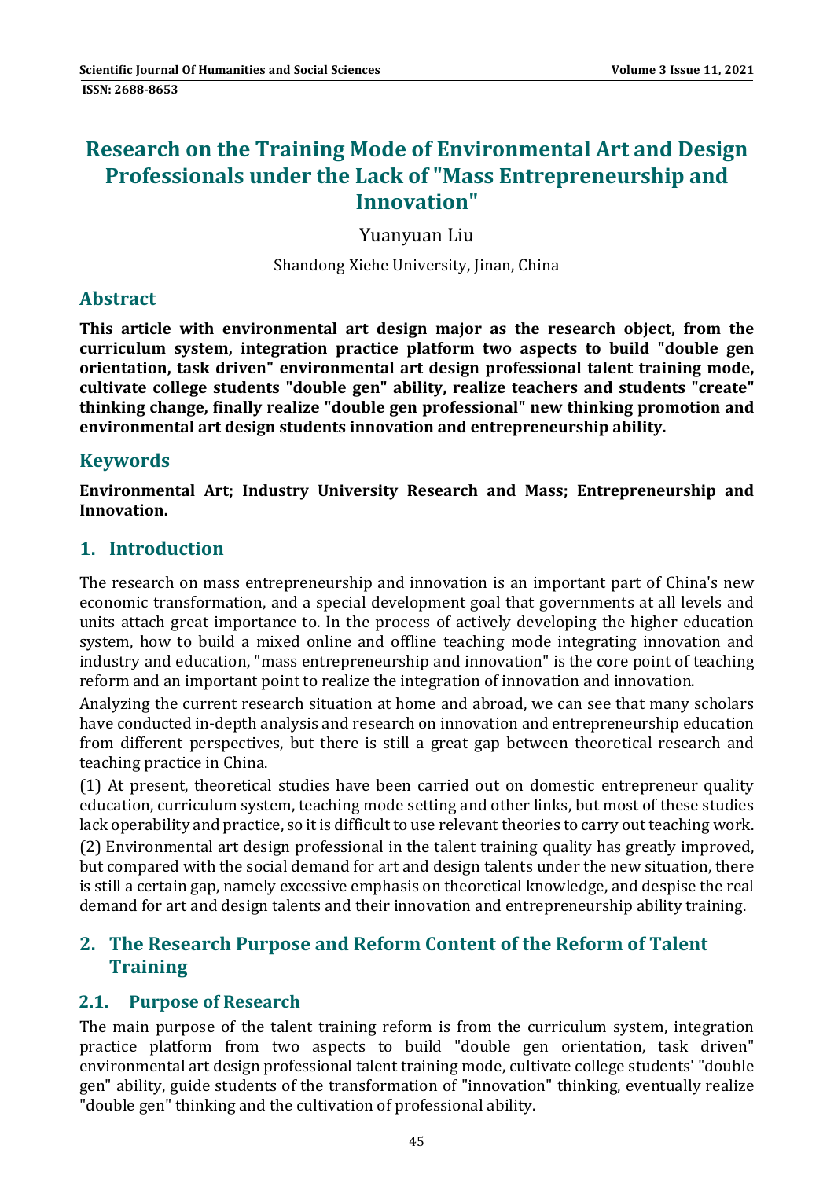# Research on the Training Mode of Environmental Art and Design Professionals under the Lack of "Mass Entrepreneurship and Innovation"

Yuanyuan Liu

Shandong Xiehe University, Jinan, China

## Abstract

**This article with environmental art design major as the research object, from the curriculum system, integration practice platform two aspects to build "double gen orientation, task driven" environmental art design professional talent training mode, cultivate college students "double gen" ability, realize teachers and students "create" thinking change, finally realize "double gen professional" new thinking promotion and environmental art design students innovation and entrepreneurship ability.**

## Keywords

**Environmental Art; Industry University Research and Mass; Entrepreneurship and Innovation.**

## 1. Introduction

The research on mass entrepreneurship and innovation is an important part of China's new economic transformation, and a special development goal that governments at all levels and units attach great importance to. In the process of actively developing the higher education system, how to build a mixed online and offline teaching mode integrating innovation and industry and education, "mass entrepreneurship and innovation" is the core point of teaching reform and an important point to realize the integration of innovation and innovation.

Analyzing the current research situation at home and abroad, we can see that many scholars have conducted in-depth analysis and research on innovation and entrepreneurship education from different perspectives, but there is still a great gap between theoretical research and teaching practice in China.

(1) At present, theoretical studies have been carried out on domestic entrepreneur quality education, curriculum system, teaching mode setting and other links, but most of these studies lack operability and practice, so it is difficult to use relevant theories to carry out teaching work.

(2) Environmental art design professional in the talent training quality has greatly improved, but compared with the social demand for art and design talents under the new situation, there is still a certain gap, namely excessive emphasis on theoretical knowledge, and despise the real demand for art and design talents and their innovation and entrepreneurship ability training.

## 2. The Research Purpose and Reform Content of the Reform of Talent Training

### 2.1. Purpose of Research

The main purpose of the talent training reform is from the curriculum system, integration practice platform from two aspects to build "double gen orientation, task driven" environmental art design professional talent training mode, cultivate college students' "double gen" ability, guide students of the transformation of "innovation" thinking, eventually realize "double gen" thinking and the cultivation of professional ability.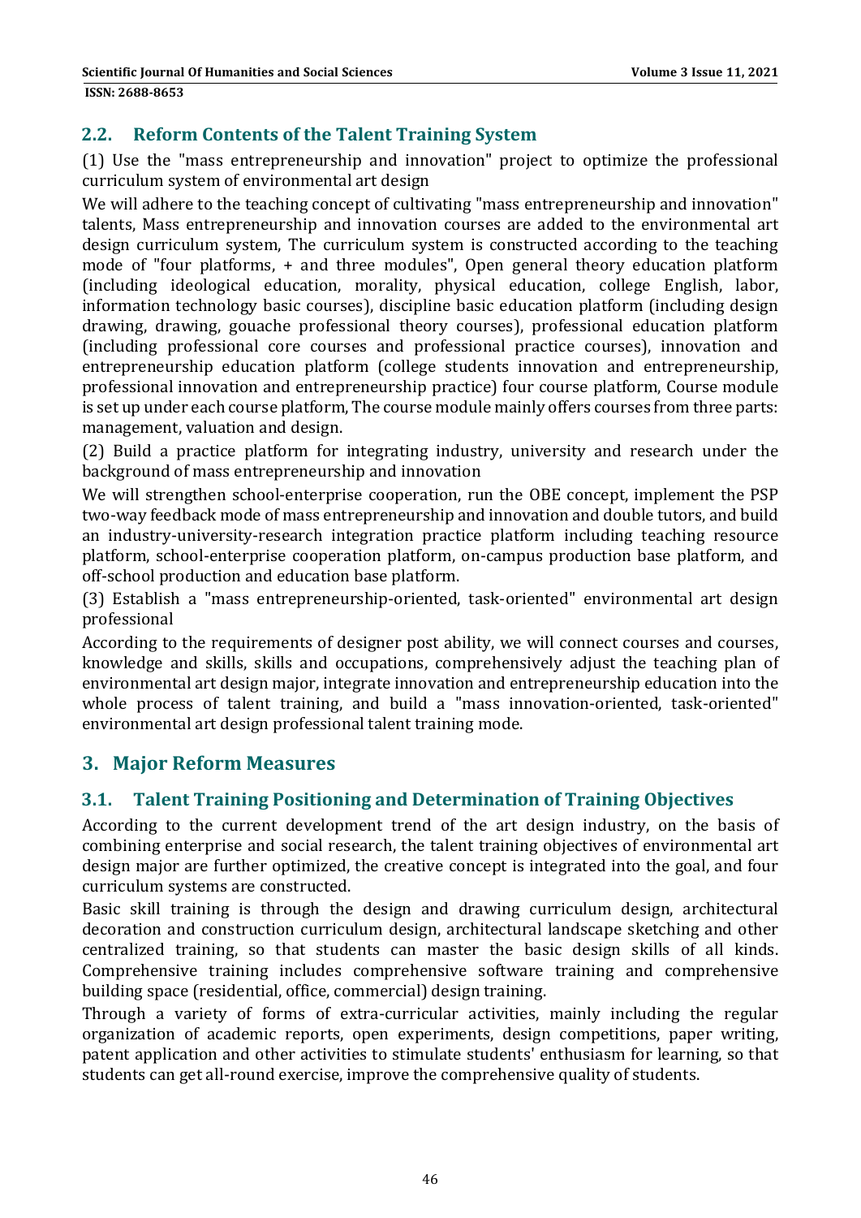## 2.2. Reform Contents of the Talent Training System

(1) Use the "mass entrepreneurship and innovation" project to optimize the professional curriculum system of environmental art design

We will adhere to the teaching concept of cultivating "mass entrepreneurship and innovation" talents, Mass entrepreneurship and innovation courses are added to the environmental art design curriculum system, The curriculum system is constructed according to the teaching mode of "four platforms, + and three modules", Open general theory education platform (including ideological education, morality, physical education, college English, labor, information technology basic courses), discipline basic education platform (including design drawing, drawing, gouache professional theory courses), professional education platform (including professional core courses and professional practice courses), innovation and entrepreneurship education platform (college students innovation and entrepreneurship, professional innovation and entrepreneurship practice) four course platform, Course module is set up under each course platform, The course module mainly offers courses from three parts: management, valuation and design.

(2) Build a practice platform for integrating industry, university and research under the background of mass entrepreneurship and innovation

We will strengthen school-enterprise cooperation, run the OBE concept, implement the PSP two-way feedback mode of mass entrepreneurship and innovation and double tutors, and build an industry-university-research integration practice platform including teaching resource platform, school-enterprise cooperation platform, on-campus production base platform, and off-school production and education base platform.

(3) Establish a "mass entrepreneurship-oriented, task-oriented" environmental art design professional

According to the requirements of designer post ability, we will connect courses and courses, knowledge and skills, skills and occupations, comprehensively adjust the teaching plan of environmental art design major, integrate innovation and entrepreneurship education into the whole process of talent training, and build a "mass innovation-oriented, task-oriented" environmental art design professional talent training mode.

# 3. Major Reform Measures

## 3.1. Talent Training Positioning and Determination of Training Objectives

According to the current development trend of the art design industry, on the basis of combining enterprise and social research, the talent training objectives of environmental art design major are further optimized, the creative concept is integrated into the goal, and four curriculum systems are constructed.

Basic skill training is through the design and drawing curriculum design, architectural decoration and construction curriculum design, architectural landscape sketching and other centralized training, so that students can master the basic design skills of all kinds. Comprehensive training includes comprehensive software training and comprehensive building space (residential, office, commercial) design training.

Through a variety of forms of extra-curricular activities, mainly including the regular organization of academic reports, open experiments, design competitions, paper writing, patent application and other activities to stimulate students' enthusiasm for learning, so that students can get all-round exercise, improve the comprehensive quality of students.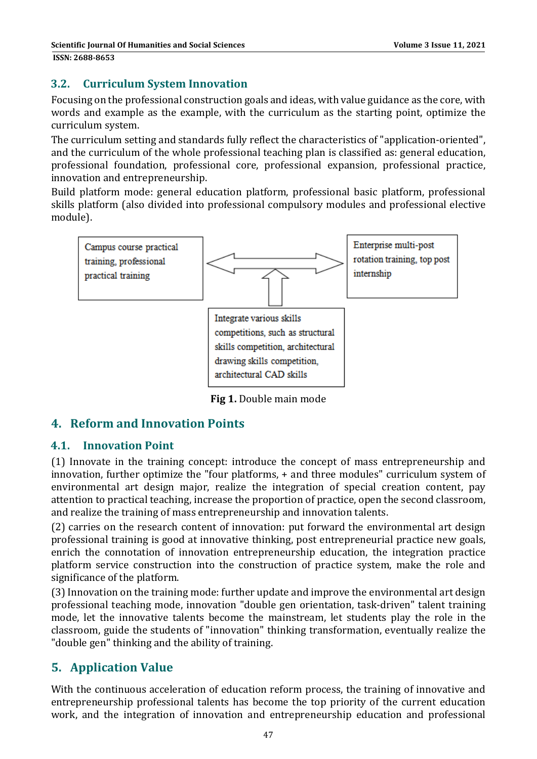## 3.2. Curriculum System Innovation

Focusing on the professional construction goals and ideas, with value guidance as the core, with words and example as the example, with the curriculum as the starting point, optimize the curriculum system.

The curriculum setting and standards fully reflect the characteristics of "application-oriented", and the curriculum of the whole professional teaching plan is classified as: general education, professional foundation, professional core, professional expansion, professional practice, innovation and entrepreneurship.

Build platform mode: general education platform, professional basic platform, professional skills platform (also divided into professional compulsory modules and professional elective module).

Campus course practical training, professional practical training

Enterprise multi-post rotation training, top post internship

Integrate various skills competitions, such as structural skills competition, architectural drawing skills competition, architectural CAD skills

**Fig 1.** Double main mode

# 4. Reform and Innovation Points

## 4.1. Innovation Point

(1) Innovate in the training concept: introduce the concept of mass entrepreneurship and innovation, further optimize the "four platforms, + and three modules" curriculum system of environmental art design major, realize the integration of special creation content, pay attention to practical teaching, increase the proportion of practice, open the second classroom, and realize the training of mass entrepreneurship and innovation talents.

(2) carries on the research content of innovation: put forward the environmental art design professional training is good at innovative thinking, post entrepreneurial practice new goals, enrich the connotation of innovation entrepreneurship education, the integration practice platform service construction into the construction of practice system, make the role and significance of the platform.

(3) Innovation on the training mode: further update and improve the environmental art design professional teaching mode, innovation "double gen orientation, task-driven" talent training mode, let the innovative talents become the mainstream, let students play the role in the classroom, guide the students of "innovation" thinking transformation, eventually realize the "double gen" thinking and the ability of training.

# 5. Application Value

With the continuous acceleration of education reform process, the training of innovative and entrepreneurship professional talents has become the top priority of the current education work, and the integration of innovation and entrepreneurship education and professional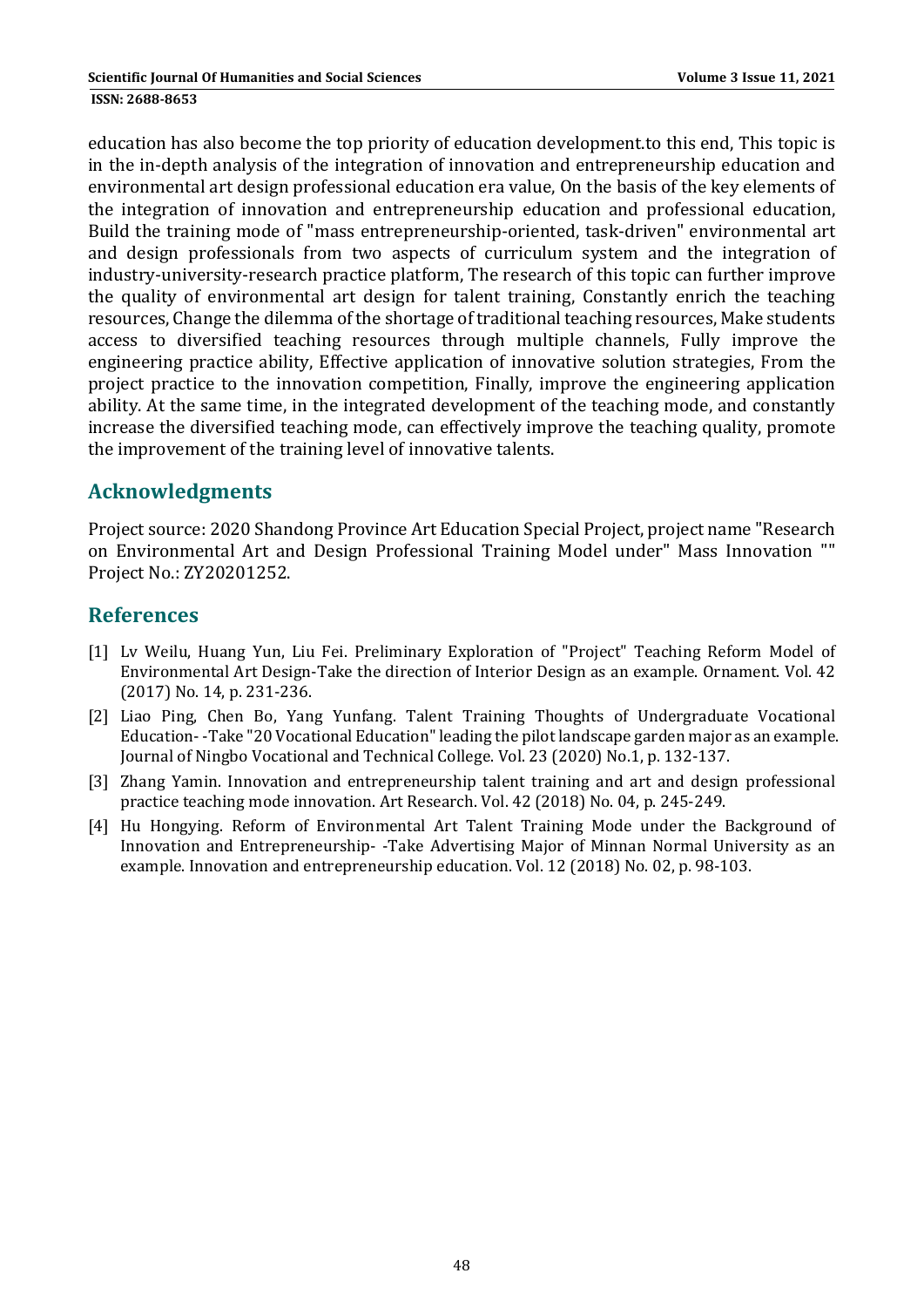education has also become the top priority of education development.to this end, This topic is in the in-depth analysis of the integration of innovation and entrepreneurship education and environmental art design professional education era value, On the basis of the key elements of the integration of innovation and entrepreneurship education and professional education, Build the training mode of "mass entrepreneurship-oriented, task-driven" environmental art and design professionals from two aspects of curriculum system and the integration of industry-university-research practice platform, The research of this topic can further improve the quality of environmental art design for talent training, Constantly enrich the teaching resources, Change the dilemma of the shortage of traditional teaching resources, Make students access to diversified teaching resources through multiple channels, Fully improve the engineering practice ability, Effective application of innovative solution strategies, From the project practice to the innovation competition, Finally, improve the engineering application ability. At the same time, in the integrated development of the teaching mode, and constantly increase the diversified teaching mode, can effectively improve the teaching quality, promote the improvement of the training level of innovative talents.

## Acknowledgments

Project source: 2020 Shandong Province Art Education Special Project, project name "Research on Environmental Art and Design Professional Training Model under" Mass Innovation "" Project No.: ZY20201252.

## References

[1] Lv Weilu, Huang Yun, Liu Fei. Preliminary Exploration of "Project" Teaching Reform Model of Environmental Art Design-Take the direction of Interior Design as an example. Ornament. Vol. 42 (2017) No. 14, p. 231-236.

[2] Liao Ping, Chen Bo, Yang Yunfang. Talent Training Thoughts of Undergraduate Vocational Education- -Take "20 Vocational Education" leading the pilot landscape garden major as an example. Journal of Ningbo Vocational and Technical College. Vol. 23 (2020) No.1, p. 132-137.

[3] Zhang Yamin. Innovation and entrepreneurship talent training and art and design professional practice teaching mode innovation. Art Research. Vol. 42 (2018) No. 04, p. 245-249.

[4] Hu Hongying. Reform of Environmental Art Talent Training Mode under the Background of Innovation and Entrepreneurship- -Take Advertising Major of Minnan Normal University as an example. Innovation and entrepreneurship education. Vol. 12 (2018) No. 02, p. 98-103.